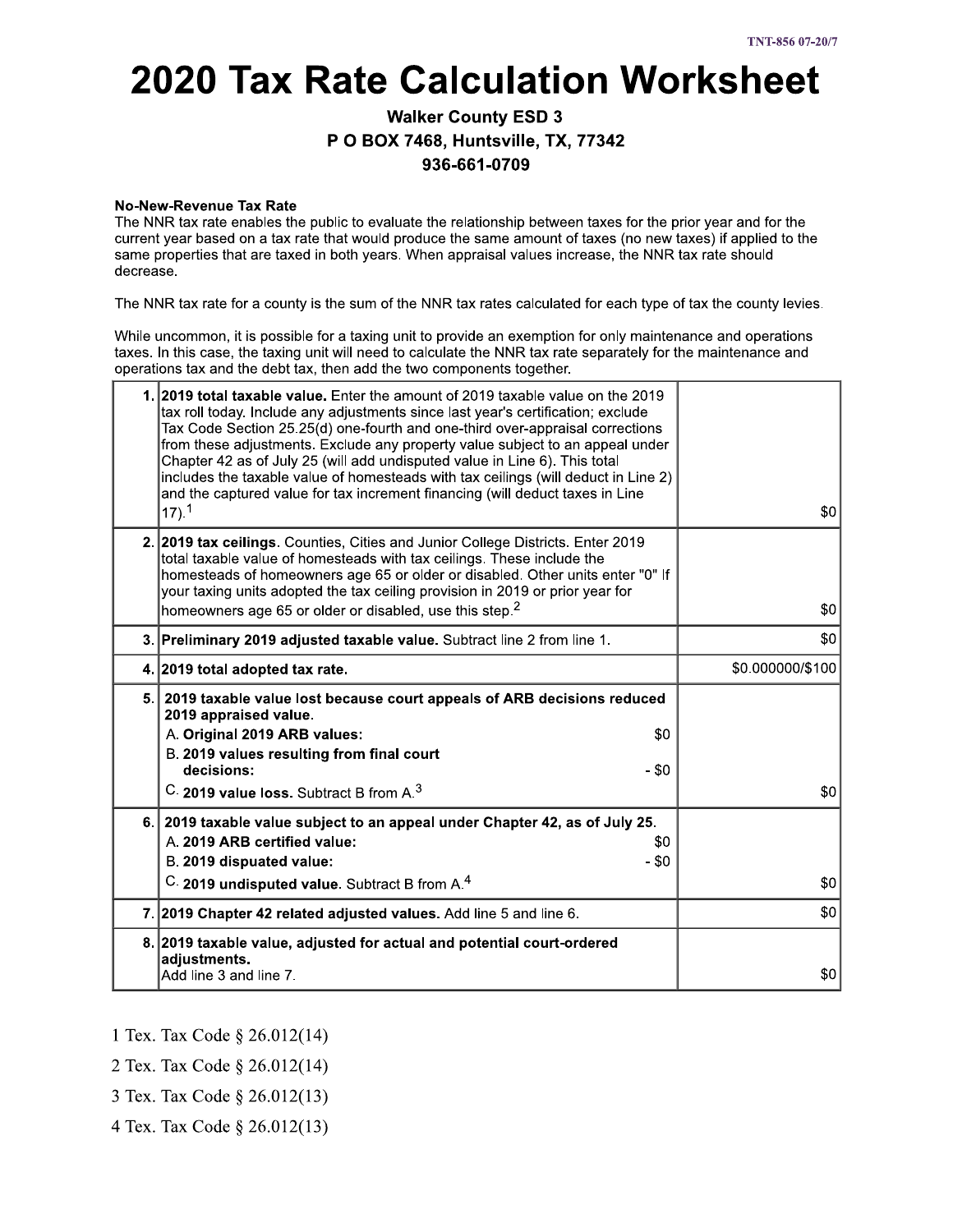# 2020 Tax Rate Calculation Worksheet

**Walker County ESD 3**
**P O BOX 7468, Huntsville, TX, 77342**
**936-661-0709**

**No-New-Revenue Tax Rate**
The NNR tax rate enables the public to evaluate the relationship between taxes for the prior year and for the current year based on a tax rate that would produce the same amount of taxes (no new taxes) if applied to the same properties that are taxed in both years. When appraisal values increase, the NNR tax rate should decrease.

The NNR tax rate for a county is the sum of the NNR tax rates calculated for each type of tax the county levies.

While uncommon, it is possible for a taxing unit to provide an exemption for only maintenance and operations taxes. In this case, the taxing unit will need to calculate the NNR tax rate separately for the maintenance and operations tax and the debt tax, then add the two components together.

| | | |
|---|---|---|
| 1. | **2019 total taxable value.** Enter the amount of 2019 taxable value on the 2019 tax roll today. Include any adjustments since last year's certification; exclude Tax Code Section 25.25(d) one-fourth and one-third over-appraisal corrections from these adjustments. Exclude any property value subject to an appeal under Chapter 42 as of July 25 (will add undisputed value in Line 6). This total includes the taxable value of homesteads with tax ceilings (will deduct in Line 2) and the captured value for tax increment financing (will deduct taxes in Line 17).[1] | $0 |
| 2. | **2019 tax ceilings.** Counties, Cities and Junior College Districts. Enter 2019 total taxable value of homesteads with tax ceilings. These include the homesteads of homeowners age 65 or older or disabled. Other units enter "0" If your taxing units adopted the tax ceiling provision in 2019 or prior year for homeowners age 65 or older or disabled, use this step.[2] | $0 |
| 3. | **Preliminary 2019 adjusted taxable value.** Subtract line 2 from line 1. | $0 |
| 4. | **2019 total adopted tax rate.** | $0.000000/$100 |
| 5. | **2019 taxable value lost because court appeals of ARB decisions reduced 2019 appraised value.**<br>A. **Original 2019 ARB values:** $0<br>B. **2019 values resulting from final court decisions:** - $0<br>C. **2019 value loss.** Subtract B from A.[3] | $0 |
| 6. | **2019 taxable value subject to an appeal under Chapter 42, as of July 25.**<br>A. **2019 ARB certified value:** $0<br>B. **2019 disputed value:** - $0<br>C. **2019 undisputed value.** Subtract B from A.[4] | $0 |
| 7. | **2019 Chapter 42 related adjusted values.** Add line 5 and line 6. | $0 |
| 8. | **2019 taxable value, adjusted for actual and potential court-ordered adjustments.**<br>Add line 3 and line 7. | $0 |

1 Tex. Tax Code § 26.012(14)

2 Tex. Tax Code § 26.012(14)

3 Tex. Tax Code § 26.012(13)

4 Tex. Tax Code § 26.012(13)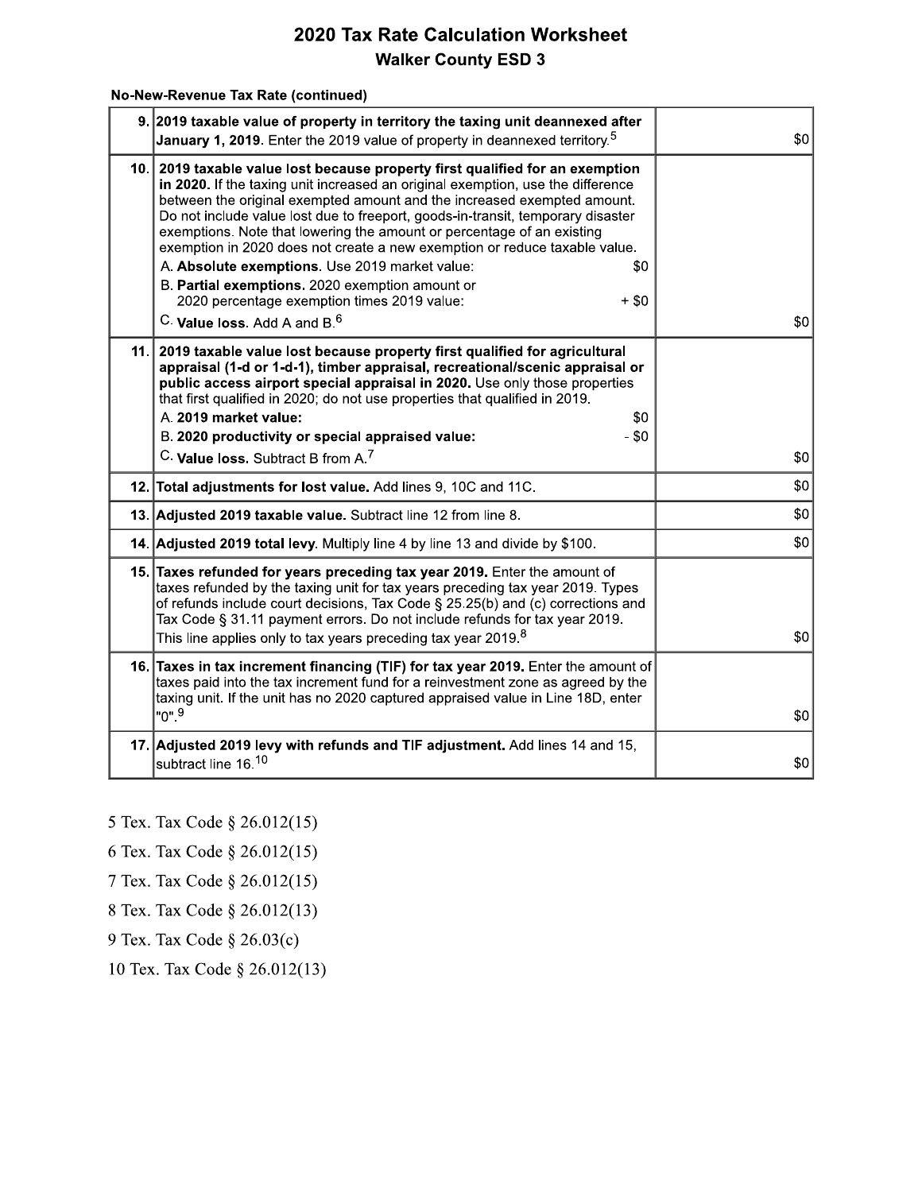# 2020 Tax Rate Calculation Worksheet

## Walker County ESD 3

### No-New-Revenue Tax Rate (continued)

| Line | Description | Amount |
|---|---|---|
| 9. | **2019 taxable value of property in territory the taxing unit deannexed after January 1, 2019.** Enter the 2019 value of property in deannexed territory.[5] | $0 |
| 10. | **2019 taxable value lost because property first qualified for an exemption in 2020.** If the taxing unit increased an original exemption, use the difference between the original exempted amount and the increased exempted amount. Do not include value lost due to freeport, goods-in-transit, temporary disaster exemptions. Note that lowering the amount or percentage of an existing exemption in 2020 does not create a new exemption or reduce taxable value.<br>A. **Absolute exemptions.** Use 2019 market value: $0<br>B. **Partial exemptions.** 2020 exemption amount or 2020 percentage exemption times 2019 value: + $0<br>C. **Value loss.** Add A and B.[6] | $0 |
| 11. | **2019 taxable value lost because property first qualified for agricultural appraisal (1-d or 1-d-1), timber appraisal, recreational/scenic appraisal or public access airport special appraisal in 2020.** Use only those properties that first qualified in 2020; do not use properties that qualified in 2019.<br>A. **2019 market value:** $0<br>B. **2020 productivity or special appraised value:** - $0<br>C. **Value loss.** Subtract B from A.[7] | $0 |
| 12. | **Total adjustments for lost value.** Add lines 9, 10C and 11C. | $0 |
| 13. | **Adjusted 2019 taxable value.** Subtract line 12 from line 8. | $0 |
| 14. | **Adjusted 2019 total levy.** Multiply line 4 by line 13 and divide by $100. | $0 |
| 15. | **Taxes refunded for years preceding tax year 2019.** Enter the amount of taxes refunded by the taxing unit for tax years preceding tax year 2019. Types of refunds include court decisions, Tax Code § 25.25(b) and (c) corrections and Tax Code § 31.11 payment errors. Do not include refunds for tax year 2019. This line applies only to tax years preceding tax year 2019.[8] | $0 |
| 16. | **Taxes in tax increment financing (TIF) for tax year 2019.** Enter the amount of taxes paid into the tax increment fund for a reinvestment zone as agreed by the taxing unit. If the unit has no 2020 captured appraised value in Line 18D, enter "0".[9] | $0 |
| 17. | **Adjusted 2019 levy with refunds and TIF adjustment.** Add lines 14 and 15, subtract line 16.[10] | $0 |

5 Tex. Tax Code § 26.012(15)

6 Tex. Tax Code § 26.012(15)

7 Tex. Tax Code § 26.012(15)

8 Tex. Tax Code § 26.012(13)

9 Tex. Tax Code § 26.03(c)

10 Tex. Tax Code § 26.012(13)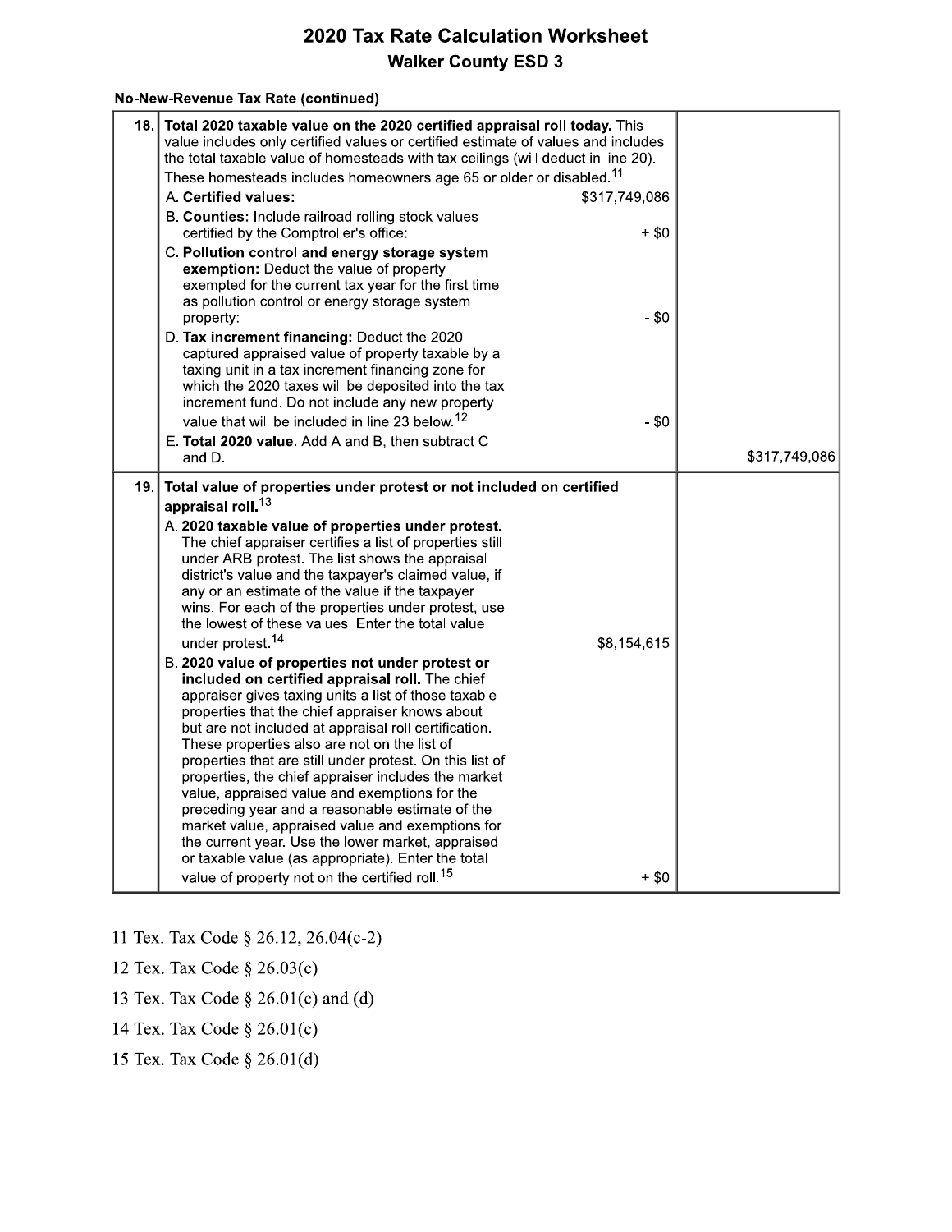# 2020 Tax Rate Calculation Worksheet

## Walker County ESD 3

### No-New-Revenue Tax Rate (continued)

| | | | |
|---|---|---|---|
| 18. | **Total 2020 taxable value on the 2020 certified appraisal roll today.** This value includes only certified values or certified estimate of values and includes the total taxable value of homesteads with tax ceilings (will deduct in line 20). These homesteads includes homeowners age 65 or older or disabled.[11] | | |
| | A. **Certified values:** | $317,749,086 | |
| | B. **Counties:** Include railroad rolling stock values certified by the Comptroller's office: | + $0 | |
| | C. **Pollution control and energy storage system exemption:** Deduct the value of property exempted for the current tax year for the first time as pollution control or energy storage system property: | - $0 | |
| | D. **Tax increment financing:** Deduct the 2020 captured appraised value of property taxable by a taxing unit in a tax increment financing zone for which the 2020 taxes will be deposited into the tax increment fund. Do not include any new property value that will be included in line 23 below.[12] | - $0 | |
| | E. **Total 2020 value.** Add A and B, then subtract C and D. | | $317,749,086 |
| 19. | **Total value of properties under protest or not included on certified appraisal roll.**[13] | | |
| | A. **2020 taxable value of properties under protest.** The chief appraiser certifies a list of properties still under ARB protest. The list shows the appraisal district's value and the taxpayer's claimed value, if any or an estimate of the value if the taxpayer wins. For each of the properties under protest, use the lowest of these values. Enter the total value under protest.[14] | $8,154,615 | |
| | B. **2020 value of properties not under protest or included on certified appraisal roll.** The chief appraiser gives taxing units a list of those taxable properties that the chief appraiser knows about but are not included at appraisal roll certification. These properties also are not on the list of properties that are still under protest. On this list of properties, the chief appraiser includes the market value, appraised value and exemptions for the preceding year and a reasonable estimate of the market value, appraised value and exemptions for the current year. Use the lower market, appraised or taxable value (as appropriate). Enter the total value of property not on the certified roll.[15] | + $0 | |

11 Tex. Tax Code § 26.12, 26.04(c-2)

12 Tex. Tax Code § 26.03(c)

13 Tex. Tax Code § 26.01(c) and (d)

14 Tex. Tax Code § 26.01(c)

15 Tex. Tax Code § 26.01(d)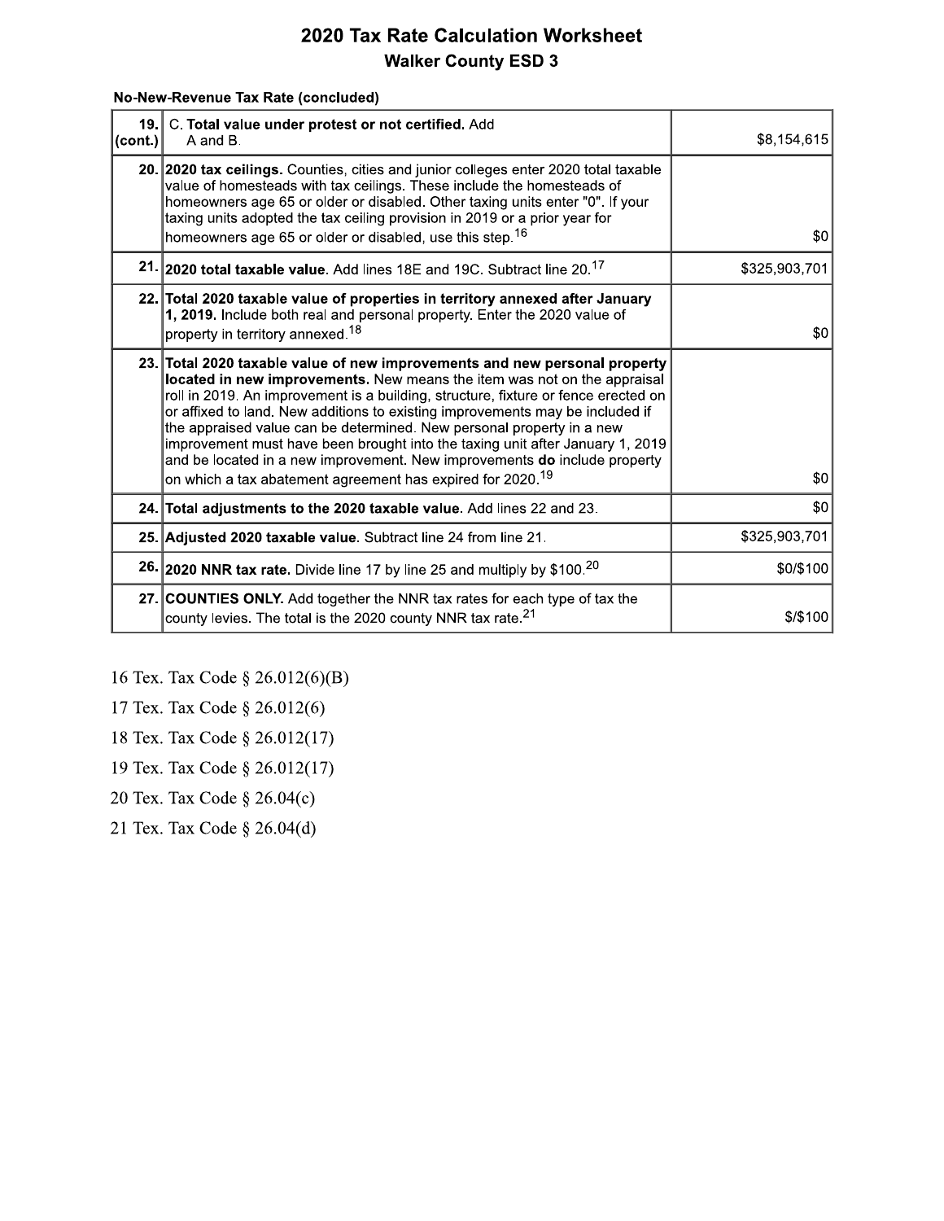# 2020 Tax Rate Calculation Worksheet

## Walker County ESD 3

### No-New-Revenue Tax Rate (concluded)

| Line | Description | Amount |
|---|---|---|
| 19. (cont.) | C. **Total value under protest or not certified.** Add A and B. | $8,154,615 |
| 20. | **2020 tax ceilings.** Counties, cities and junior colleges enter 2020 total taxable value of homesteads with tax ceilings. These include the homesteads of homeowners age 65 or older or disabled. Other taxing units enter "0". If your taxing units adopted the tax ceiling provision in 2019 or a prior year for homeowners age 65 or older or disabled, use this step.[16] | $0 |
| 21. | **2020 total taxable value**. Add lines 18E and 19C. Subtract line 20.[17] | $325,903,701 |
| 22. | **Total 2020 taxable value of properties in territory annexed after January 1, 2019.** Include both real and personal property. Enter the 2020 value of property in territory annexed.[18] | $0 |
| 23. | **Total 2020 taxable value of new improvements and new personal property located in new improvements.** New means the item was not on the appraisal roll in 2019. An improvement is a building, structure, fixture or fence erected on or affixed to land. New additions to existing improvements may be included if the appraised value can be determined. New personal property in a new improvement must have been brought into the taxing unit after January 1, 2019 and be located in a new improvement. New improvements **do** include property on which a tax abatement agreement has expired for 2020.[19] | $0 |
| 24. | **Total adjustments to the 2020 taxable value.** Add lines 22 and 23. | $0 |
| 25. | **Adjusted 2020 taxable value.** Subtract line 24 from line 21. | $325,903,701 |
| 26. | **2020 NNR tax rate.** Divide line 17 by line 25 and multiply by $100.[20] | $0/$100 |
| 27. | **COUNTIES ONLY.** Add together the NNR tax rates for each type of tax the county levies. The total is the 2020 county NNR tax rate.[21] | $/$100 |

16 Tex. Tax Code § 26.012(6)(B)

17 Tex. Tax Code § 26.012(6)

18 Tex. Tax Code § 26.012(17)

19 Tex. Tax Code § 26.012(17)

20 Tex. Tax Code § 26.04(c)

21 Tex. Tax Code § 26.04(d)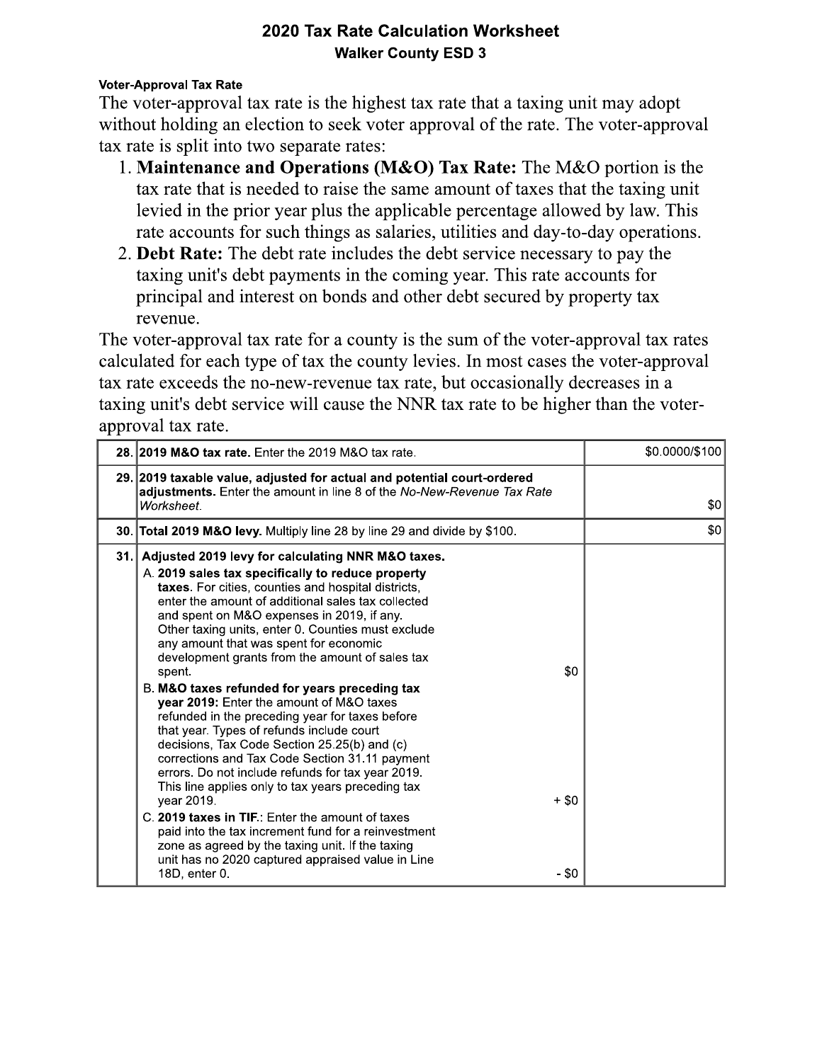## 2020 Tax Rate Calculation Worksheet

### Walker County ESD 3

**Voter-Approval Tax Rate**

The voter-approval tax rate is the highest tax rate that a taxing unit may adopt without holding an election to seek voter approval of the rate. The voter-approval tax rate is split into two separate rates:

1. **Maintenance and Operations (M&O) Tax Rate:** The M&O portion is the tax rate that is needed to raise the same amount of taxes that the taxing unit levied in the prior year plus the applicable percentage allowed by law. This rate accounts for such things as salaries, utilities and day-to-day operations.
2. **Debt Rate:** The debt rate includes the debt service necessary to pay the taxing unit's debt payments in the coming year. This rate accounts for principal and interest on bonds and other debt secured by property tax revenue.

The voter-approval tax rate for a county is the sum of the voter-approval tax rates calculated for each type of tax the county levies. In most cases the voter-approval tax rate exceeds the no-new-revenue tax rate, but occasionally decreases in a taxing unit's debt service will cause the NNR tax rate to be higher than the voter-approval tax rate.

| | | |
|---|---|---|
| 28. | **2019 M&O tax rate.** Enter the 2019 M&O tax rate. | $0.0000/$100 |
| 29. | **2019 taxable value, adjusted for actual and potential court-ordered adjustments.** Enter the amount in line 8 of the *No-New-Revenue Tax Rate Worksheet*. | $0 |
| 30. | **Total 2019 M&O levy.** Multiply line 28 by line 29 and divide by $100. | $0 |
| 31. | **Adjusted 2019 levy for calculating NNR M&O taxes.**<br>A. **2019 sales tax specifically to reduce property taxes.** For cities, counties and hospital districts, enter the amount of additional sales tax collected and spent on M&O expenses in 2019, if any. Other taxing units, enter 0. Counties must exclude any amount that was spent for economic development grants from the amount of sales tax spent. $0<br>B. **M&O taxes refunded for years preceding tax year 2019:** Enter the amount of M&O taxes refunded in the preceding year for taxes before that year. Types of refunds include court decisions, Tax Code Section 25.25(b) and (c) corrections and Tax Code Section 31.11 payment errors. Do not include refunds for tax year 2019. This line applies only to tax years preceding tax year 2019. + $0<br>C. **2019 taxes in TIF.**: Enter the amount of taxes paid into the tax increment fund for a reinvestment zone as agreed by the taxing unit. If the taxing unit has no 2020 captured appraised value in Line 18D, enter 0. - $0 | |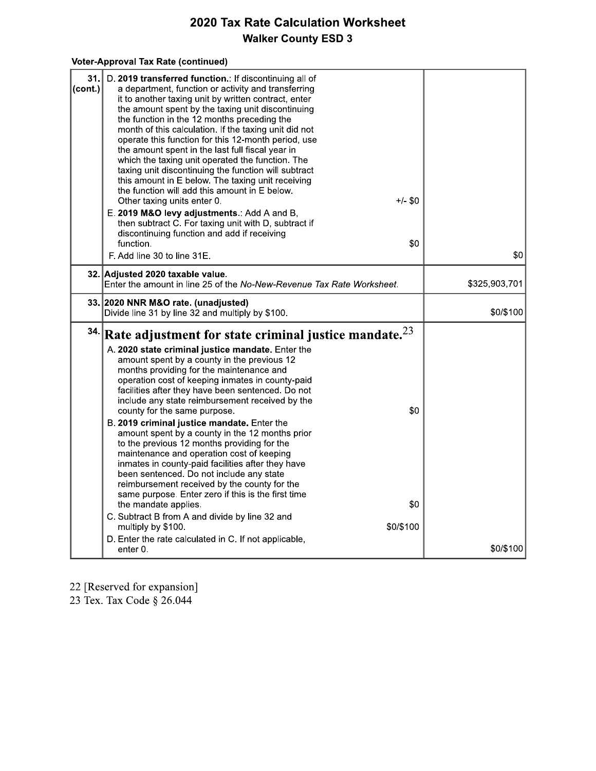# 2020 Tax Rate Calculation Worksheet

## Walker County ESD 3

**Voter-Approval Tax Rate (continued)**

| | | |
|---|---|---|
| **31. (cont.)** | D. **2019 transferred function.**: If discontinuing all of a department, function or activity and transferring it to another taxing unit by written contract, enter the amount spent by the taxing unit discontinuing the function in the 12 months preceding the month of this calculation. If the taxing unit did not operate this function for this 12-month period, use the amount spent in the last full fiscal year in which the taxing unit operated the function. The taxing unit discontinuing the function will subtract this amount in E below. The taxing unit receiving the function will add this amount in E below. Other taxing units enter 0. +/- $0<br>E. **2019 M&O levy adjustments.**: Add A and B, then subtract C. For taxing unit with D, subtract if discontinuing function and add if receiving function. $0<br>F. Add line 30 to line 31E. | $0 |
| **32.** | **Adjusted 2020 taxable value.**<br>Enter the amount in line 25 of the *No-New-Revenue Tax Rate Worksheet*. | $325,903,701 |
| **33.** | **2020 NNR M&O rate. (unadjusted)**<br>Divide line 31 by line 32 and multiply by $100. | $0/$100 |
| **34.** | **Rate adjustment for state criminal justice mandate.**[23]<br>A. **2020 state criminal justice mandate.** Enter the amount spent by a county in the previous 12 months providing for the maintenance and operation cost of keeping inmates in county-paid facilities after they have been sentenced. Do not include any state reimbursement received by the county for the same purpose. $0<br>B. **2019 criminal justice mandate.** Enter the amount spent by a county in the 12 months prior to the previous 12 months providing for the maintenance and operation cost of keeping inmates in county-paid facilities after they have been sentenced. Do not include any state reimbursement received by the county for the same purpose. Enter zero if this is the first time the mandate applies. $0<br>C. Subtract B from A and divide by line 32 and multiply by $100. $0/$100<br>D. Enter the rate calculated in C. If not applicable, enter 0. | $0/$100 |

22 [Reserved for expansion]
23 Tex. Tax Code § 26.044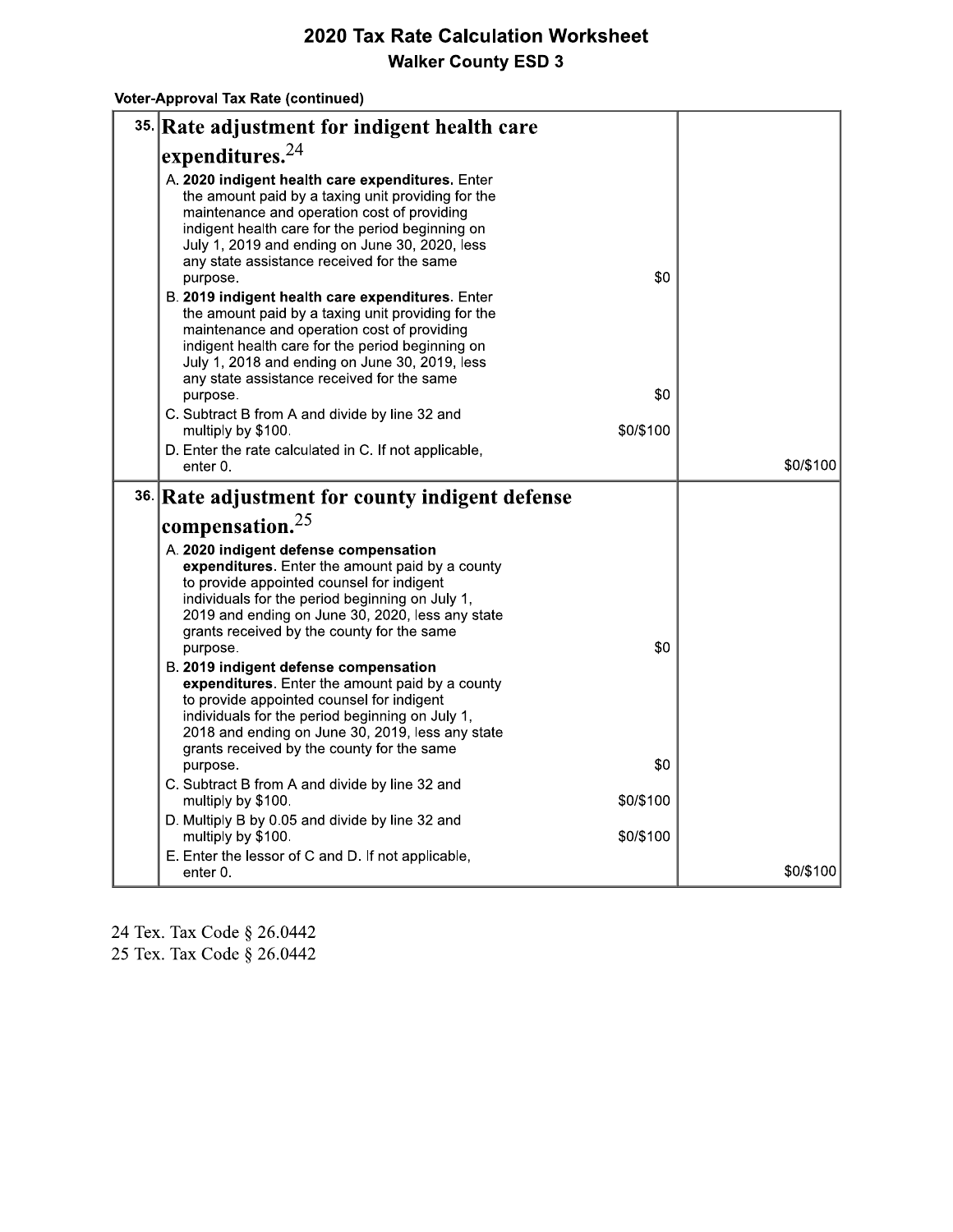# 2020 Tax Rate Calculation Worksheet

## Walker County ESD 3

**Voter-Approval Tax Rate (continued)**

| Line | Voter-Approval Tax Rate Worksheet | Amount/Rate | |
|---|---|---|---|
| 35. | **Rate adjustment for indigent health care expenditures.**[24] | | |
| | A. **2020 indigent health care expenditures.** Enter the amount paid by a taxing unit providing for the maintenance and operation cost of providing indigent health care for the period beginning on July 1, 2019 and ending on June 30, 2020, less any state assistance received for the same purpose. | $0 | |
| | B. **2019 indigent health care expenditures.** Enter the amount paid by a taxing unit providing for the maintenance and operation cost of providing indigent health care for the period beginning on July 1, 2018 and ending on June 30, 2019, less any state assistance received for the same purpose. | $0 | |
| | C. Subtract B from A and divide by line 32 and multiply by $100. | $0/$100 | |
| | D. Enter the rate calculated in C. If not applicable, enter 0. | | $0/$100 |
| 36. | **Rate adjustment for county indigent defense compensation.**[25] | | |
| | A. **2020 indigent defense compensation expenditures.** Enter the amount paid by a county to provide appointed counsel for indigent individuals for the period beginning on July 1, 2019 and ending on June 30, 2020, less any state grants received by the county for the same purpose. | $0 | |
| | B. **2019 indigent defense compensation expenditures.** Enter the amount paid by a county to provide appointed counsel for indigent individuals for the period beginning on July 1, 2018 and ending on June 30, 2019, less any state grants received by the county for the same purpose. | $0 | |
| | C. Subtract B from A and divide by line 32 and multiply by $100. | $0/$100 | |
| | D. Multiply B by 0.05 and divide by line 32 and multiply by $100. | $0/$100 | |
| | E. Enter the lessor of C and D. If not applicable, enter 0. | | $0/$100 |

24 Tex. Tax Code § 26.0442
25 Tex. Tax Code § 26.0442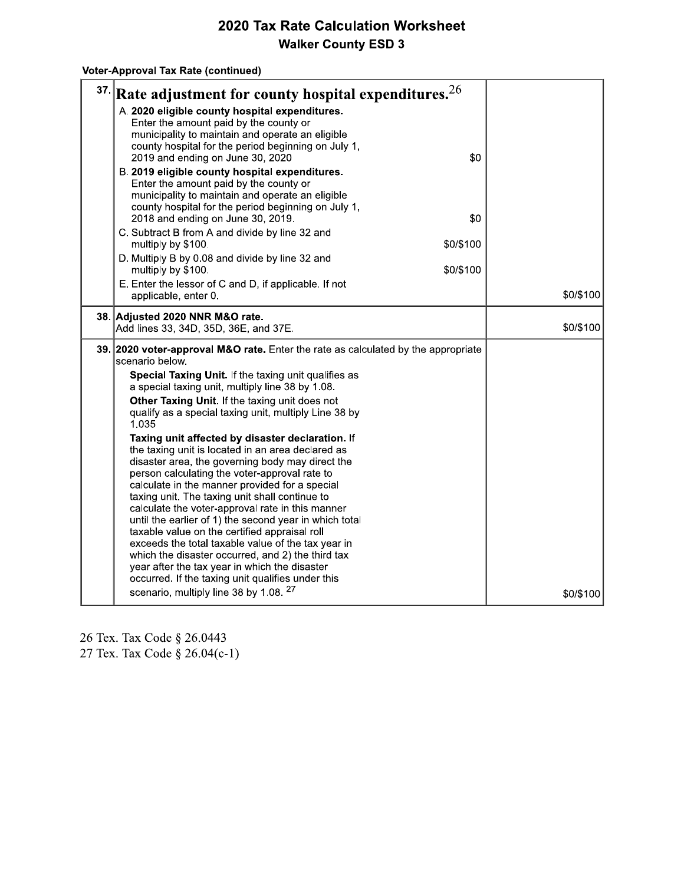# 2020 Tax Rate Calculation Worksheet

## Walker County ESD 3

**Voter-Approval Tax Rate (continued)**

| Line | Description | Amount |
|---|---|---|
| 37. | **Rate adjustment for county hospital expenditures.**[26]<br>A. **2020 eligible county hospital expenditures.** Enter the amount paid by the county or municipality to maintain and operate an eligible county hospital for the period beginning on July 1, 2019 and ending on June 30, 2020 — $0<br>B. **2019 eligible county hospital expenditures.** Enter the amount paid by the county or municipality to maintain and operate an eligible county hospital for the period beginning on July 1, 2018 and ending on June 30, 2019. — $0<br>C. Subtract B from A and divide by line 32 and multiply by $100. — $0/$100<br>D. Multiply B by 0.08 and divide by line 32 and multiply by $100. — $0/$100<br>E. Enter the lessor of C and D, if applicable. If not applicable, enter 0. | $0/$100 |
| 38. | **Adjusted 2020 NNR M&O rate.**<br>Add lines 33, 34D, 35D, 36E, and 37E. | $0/$100 |
| 39. | **2020 voter-approval M&O rate.** Enter the rate as calculated by the appropriate scenario below.<br>**Special Taxing Unit.** If the taxing unit qualifies as a special taxing unit, multiply line 38 by 1.08.<br>**Other Taxing Unit.** If the taxing unit does not qualify as a special taxing unit, multiply Line 38 by 1.035<br>**Taxing unit affected by disaster declaration.** If the taxing unit is located in an area declared as disaster area, the governing body may direct the person calculating the voter-approval rate to calculate in the manner provided for a special taxing unit. The taxing unit shall continue to calculate the voter-approval rate in this manner until the earlier of 1) the second year in which total taxable value on the certified appraisal roll exceeds the total taxable value of the tax year in which the disaster occurred, and 2) the third tax year after the tax year in which the disaster occurred. If the taxing unit qualifies under this scenario, multiply line 38 by 1.08.[27] | $0/$100 |

26 Tex. Tax Code § 26.0443
27 Tex. Tax Code § 26.04(c-1)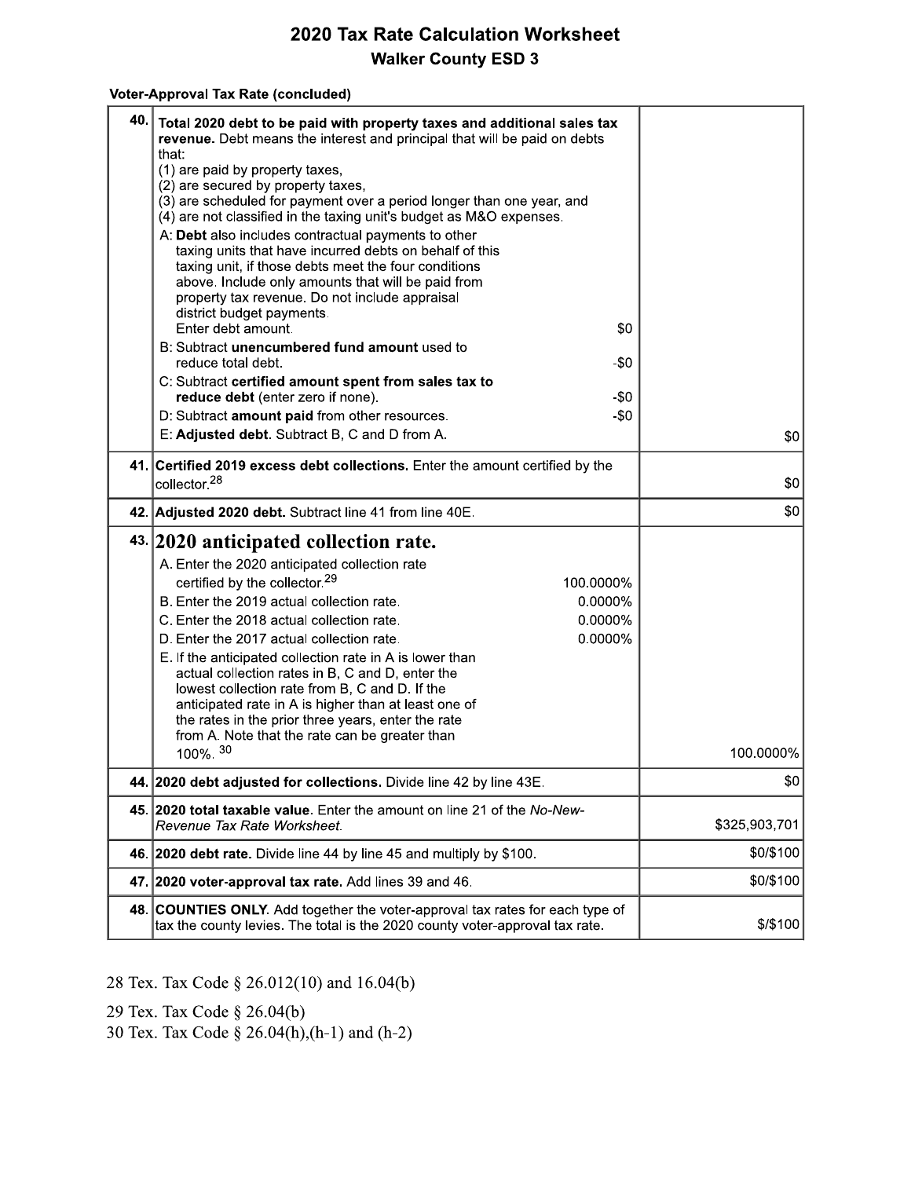# 2020 Tax Rate Calculation Worksheet

## Walker County ESD 3

**Voter-Approval Tax Rate (concluded)**

| Line | Description | Amount |
|---|---|---|
| 40. | **Total 2020 debt to be paid with property taxes and additional sales tax revenue.** Debt means the interest and principal that will be paid on debts that:<br>(1) are paid by property taxes,<br>(2) are secured by property taxes,<br>(3) are scheduled for payment over a period longer than one year, and<br>(4) are not classified in the taxing unit's budget as M&O expenses.<br>A: **Debt** also includes contractual payments to other taxing units that have incurred debts on behalf of this taxing unit, if those debts meet the four conditions above. Include only amounts that will be paid from property tax revenue. Do not include appraisal district budget payments. Enter debt amount. $0<br>B: Subtract **unencumbered fund amount** used to reduce total debt. -$0<br>C: Subtract **certified amount spent from sales tax to reduce debt** (enter zero if none). -$0<br>D: Subtract **amount paid** from other resources. -$0<br>E: **Adjusted debt.** Subtract B, C and D from A. | $0 |
| 41. | **Certified 2019 excess debt collections.** Enter the amount certified by the collector.[28] | $0 |
| 42. | **Adjusted 2020 debt.** Subtract line 41 from line 40E. | $0 |
| 43. | **2020 anticipated collection rate.**<br>A. Enter the 2020 anticipated collection rate certified by the collector.[29] 100.0000%<br>B. Enter the 2019 actual collection rate. 0.0000%<br>C. Enter the 2018 actual collection rate. 0.0000%<br>D. Enter the 2017 actual collection rate. 0.0000%<br>E. If the anticipated collection rate in A is lower than actual collection rates in B, C and D, enter the lowest collection rate from B, C and D. If the anticipated rate in A is higher than at least one of the rates in the prior three years, enter the rate from A. Note that the rate can be greater than 100%.[30] | 100.0000% |
| 44. | **2020 debt adjusted for collections.** Divide line 42 by line 43E. | $0 |
| 45. | **2020 total taxable value.** Enter the amount on line 21 of the *No-New-Revenue Tax Rate Worksheet.* | $325,903,701 |
| 46. | **2020 debt rate.** Divide line 44 by line 45 and multiply by $100. | $0/$100 |
| 47. | **2020 voter-approval tax rate.** Add lines 39 and 46. | $0/$100 |
| 48. | **COUNTIES ONLY.** Add together the voter-approval tax rates for each type of tax the county levies. The total is the 2020 county voter-approval tax rate. | $/$100 |

28 Tex. Tax Code § 26.012(10) and 16.04(b)

29 Tex. Tax Code § 26.04(b)

30 Tex. Tax Code § 26.04(h),(h-1) and (h-2)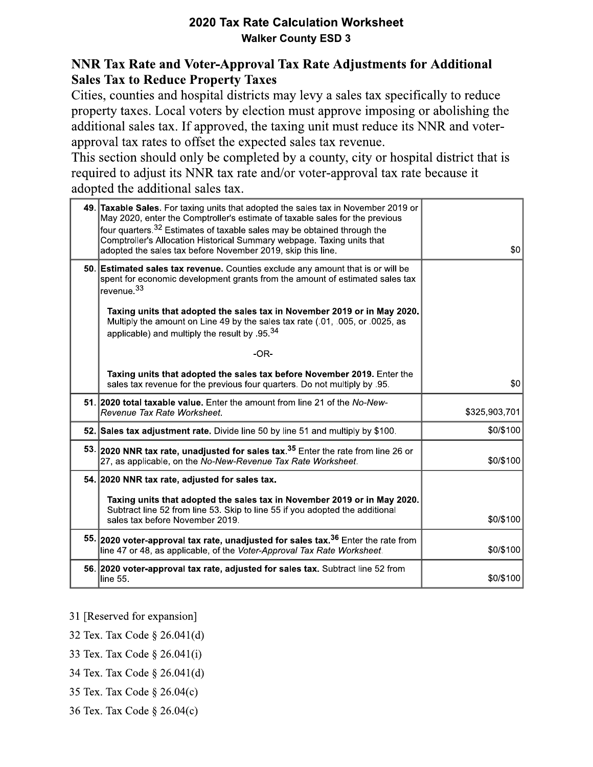# 2020 Tax Rate Calculation Worksheet

**Walker County ESD 3**

## NNR Tax Rate and Voter-Approval Tax Rate Adjustments for Additional Sales Tax to Reduce Property Taxes

Cities, counties and hospital districts may levy a sales tax specifically to reduce property taxes. Local voters by election must approve imposing or abolishing the additional sales tax. If approved, the taxing unit must reduce its NNR and voter-approval tax rates to offset the expected sales tax revenue.

This section should only be completed by a county, city or hospital district that is required to adjust its NNR tax rate and/or voter-approval tax rate because it adopted the additional sales tax.

| Line | Description | Amount |
|---|---|---|
| 49. | **Taxable Sales.** For taxing units that adopted the sales tax in November 2019 or May 2020, enter the Comptroller's estimate of taxable sales for the previous four quarters.[32] Estimates of taxable sales may be obtained through the Comptroller's Allocation Historical Summary webpage. Taxing units that adopted the sales tax before November 2019, skip this line. | $0 |
| 50. | **Estimated sales tax revenue.** Counties exclude any amount that is or will be spent for economic development grants from the amount of estimated sales tax revenue.[33]<br><br>**Taxing units that adopted the sales tax in November 2019 or in May 2020.** Multiply the amount on Line 49 by the sales tax rate (.01, .005, or .0025, as applicable) and multiply the result by .95.[34]<br><br>-OR-<br><br>**Taxing units that adopted the sales tax before November 2019.** Enter the sales tax revenue for the previous four quarters. Do not multiply by .95. | $0 |
| 51. | **2020 total taxable value.** Enter the amount from line 21 of the *No-New-Revenue Tax Rate Worksheet.* | $325,903,701 |
| 52. | **Sales tax adjustment rate.** Divide line 50 by line 51 and multiply by $100. | $0/$100 |
| 53. | **2020 NNR tax rate, unadjusted for sales tax.**[35] Enter the rate from line 26 or 27, as applicable, on the *No-New-Revenue Tax Rate Worksheet.* | $0/$100 |
| 54. | **2020 NNR tax rate, adjusted for sales tax.**<br><br>**Taxing units that adopted the sales tax in November 2019 or in May 2020.** Subtract line 52 from line 53. Skip to line 55 if you adopted the additional sales tax before November 2019. | $0/$100 |
| 55. | **2020 voter-approval tax rate, unadjusted for sales tax.**[36] Enter the rate from line 47 or 48, as applicable, of the *Voter-Approval Tax Rate Worksheet.* | $0/$100 |
| 56. | **2020 voter-approval tax rate, adjusted for sales tax.** Subtract line 52 from line 55. | $0/$100 |

31 [Reserved for expansion]

32 Tex. Tax Code § 26.041(d)

33 Tex. Tax Code § 26.041(i)

34 Tex. Tax Code § 26.041(d)

35 Tex. Tax Code § 26.04(c)

36 Tex. Tax Code § 26.04(c)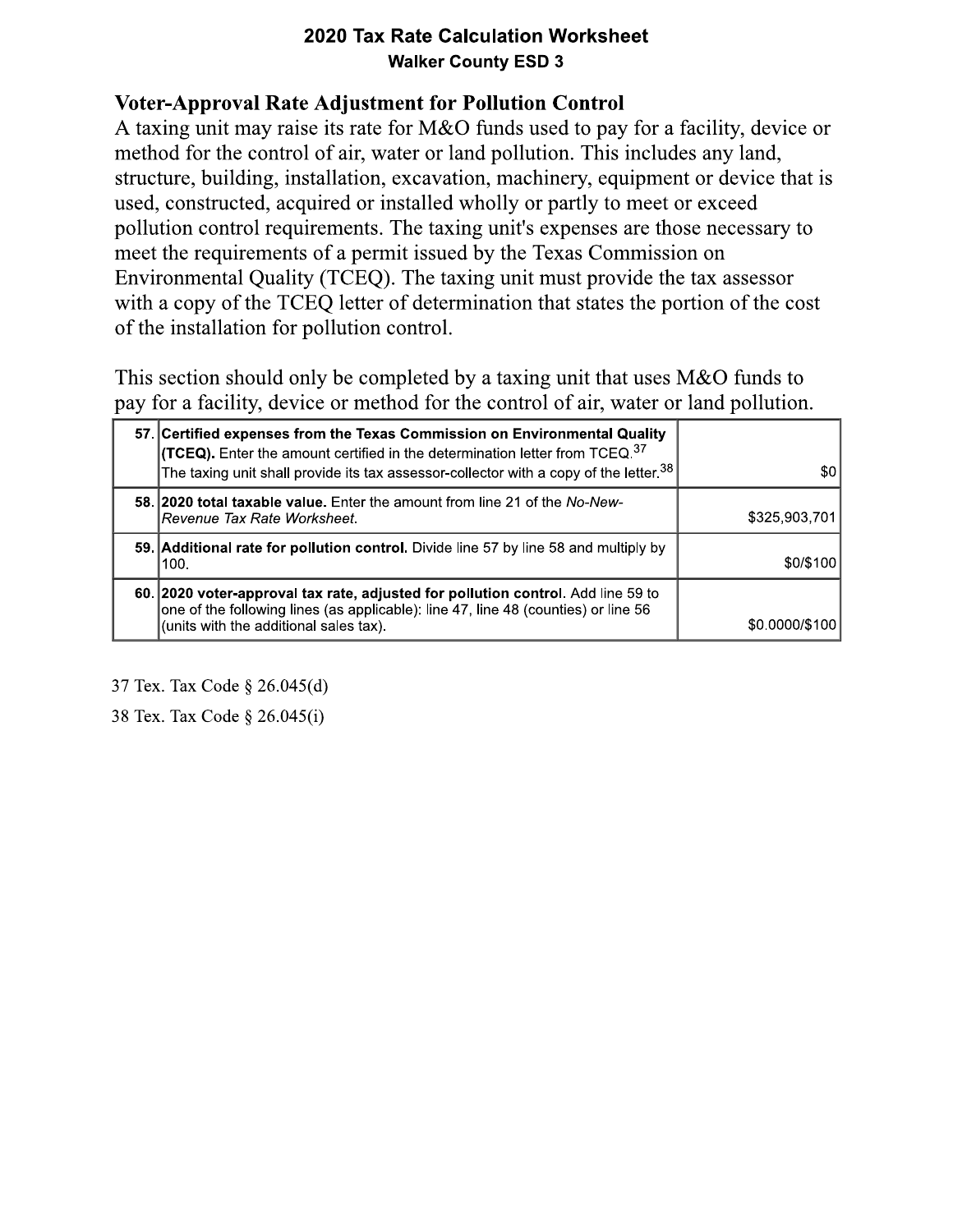## 2020 Tax Rate Calculation Worksheet

### Walker County ESD 3

### Voter-Approval Rate Adjustment for Pollution Control

A taxing unit may raise its rate for M&O funds used to pay for a facility, device or method for the control of air, water or land pollution. This includes any land, structure, building, installation, excavation, machinery, equipment or device that is used, constructed, acquired or installed wholly or partly to meet or exceed pollution control requirements. The taxing unit's expenses are those necessary to meet the requirements of a permit issued by the Texas Commission on Environmental Quality (TCEQ). The taxing unit must provide the tax assessor with a copy of the TCEQ letter of determination that states the portion of the cost of the installation for pollution control.

This section should only be completed by a taxing unit that uses M&O funds to pay for a facility, device or method for the control of air, water or land pollution.

| Line | Description | Amount |
|---|---|---|
| 57. | **Certified expenses from the Texas Commission on Environmental Quality (TCEQ).** Enter the amount certified in the determination letter from TCEQ.[37] The taxing unit shall provide its tax assessor-collector with a copy of the letter.[38] | $0 |
| 58. | **2020 total taxable value.** Enter the amount from line 21 of the *No-New-Revenue Tax Rate Worksheet*. | $325,903,701 |
| 59. | **Additional rate for pollution control.** Divide line 57 by line 58 and multiply by 100. | $0/$100 |
| 60. | **2020 voter-approval tax rate, adjusted for pollution control**. Add line 59 to one of the following lines (as applicable): line 47, line 48 (counties) or line 56 (units with the additional sales tax). | $0.0000/$100 |

37 Tex. Tax Code § 26.045(d)

38 Tex. Tax Code § 26.045(i)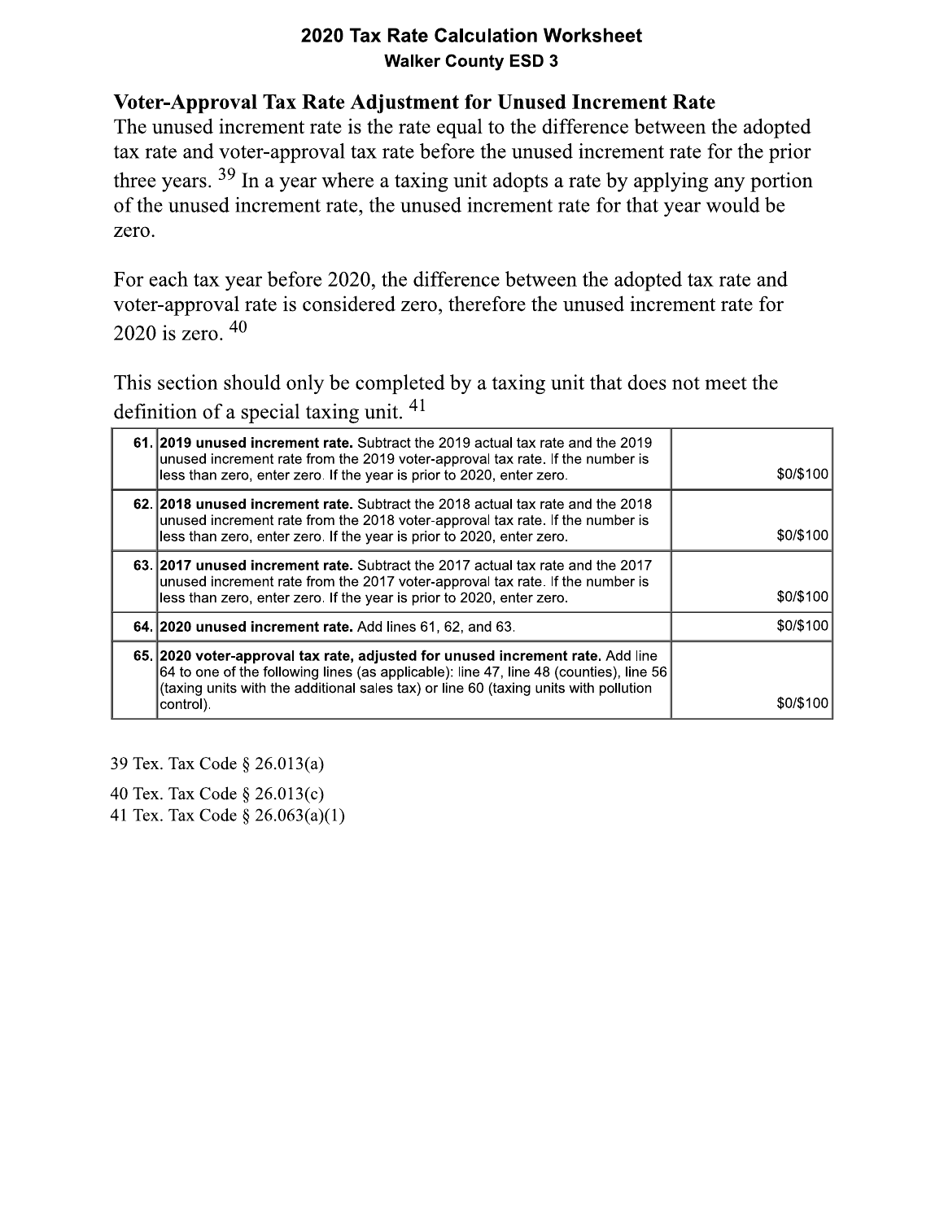# 2020 Tax Rate Calculation Worksheet

## Walker County ESD 3

### Voter-Approval Tax Rate Adjustment for Unused Increment Rate

The unused increment rate is the rate equal to the difference between the adopted tax rate and voter-approval tax rate before the unused increment rate for the prior three years. [39] In a year where a taxing unit adopts a rate by applying any portion of the unused increment rate, the unused increment rate for that year would be zero.

For each tax year before 2020, the difference between the adopted tax rate and voter-approval rate is considered zero, therefore the unused increment rate for 2020 is zero. [40]

This section should only be completed by a taxing unit that does not meet the definition of a special taxing unit. [41]

| | | |
|---|---|---|
| 61. | **2019 unused increment rate.** Subtract the 2019 actual tax rate and the 2019 unused increment rate from the 2019 voter-approval tax rate. If the number is less than zero, enter zero. If the year is prior to 2020, enter zero. | $0/$100 |
| 62. | **2018 unused increment rate.** Subtract the 2018 actual tax rate and the 2018 unused increment rate from the 2018 voter-approval tax rate. If the number is less than zero, enter zero. If the year is prior to 2020, enter zero. | $0/$100 |
| 63. | **2017 unused increment rate.** Subtract the 2017 actual tax rate and the 2017 unused increment rate from the 2017 voter-approval tax rate. If the number is less than zero, enter zero. If the year is prior to 2020, enter zero. | $0/$100 |
| 64. | **2020 unused increment rate.** Add lines 61, 62, and 63. | $0/$100 |
| 65. | **2020 voter-approval tax rate, adjusted for unused increment rate.** Add line 64 to one of the following lines (as applicable): line 47, line 48 (counties), line 56 (taxing units with the additional sales tax) or line 60 (taxing units with pollution control). | $0/$100 |

39 Tex. Tax Code § 26.013(a)

40 Tex. Tax Code § 26.013(c)

41 Tex. Tax Code § 26.063(a)(1)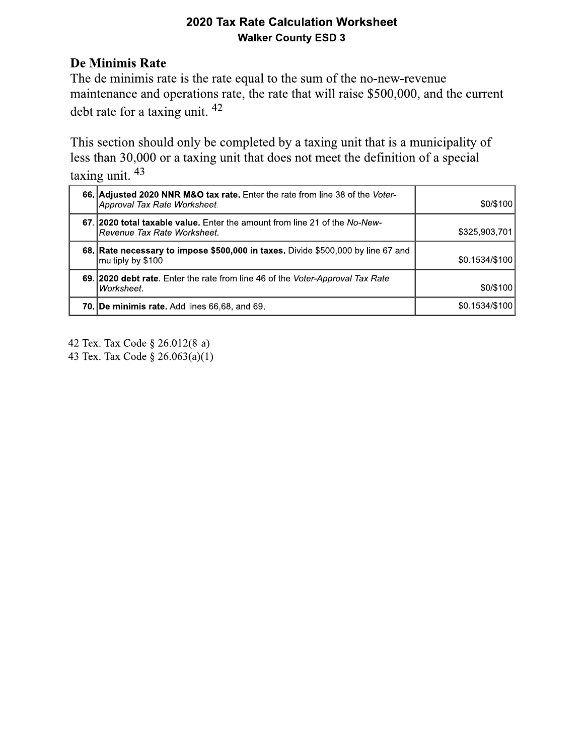## 2020 Tax Rate Calculation Worksheet

### Walker County ESD 3

## De Minimis Rate

The de minimis rate is the rate equal to the sum of the no-new-revenue maintenance and operations rate, the rate that will raise $500,000, and the current debt rate for a taxing unit. [42]

This section should only be completed by a taxing unit that is a municipality of less than 30,000 or a taxing unit that does not meet the definition of a special taxing unit. [43]

| | | |
|---|---|---|
| 66. | **Adjusted 2020 NNR M&O tax rate.** Enter the rate from line 38 of the *Voter-Approval Tax Rate Worksheet*. | $0/$100 |
| 67. | **2020 total taxable value.** Enter the amount from line 21 of the *No-New-Revenue Tax Rate Worksheet*. | $325,903,701 |
| 68. | **Rate necessary to impose $500,000 in taxes.** Divide $500,000 by line 67 and multiply by $100. | $0.1534/$100 |
| 69. | **2020 debt rate**. Enter the rate from line 46 of the *Voter-Approval Tax Rate Worksheet*. | $0/$100 |
| 70. | **De minimis rate.** Add lines 66,68, and 69. | $0.1534/$100 |

42 Tex. Tax Code § 26.012(8-a)

43 Tex. Tax Code § 26.063(a)(1)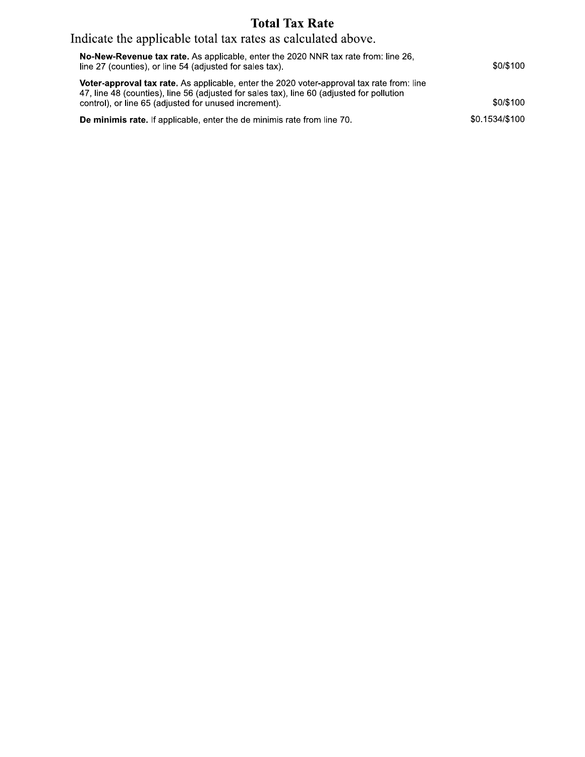## Total Tax Rate

Indicate the applicable total tax rates as calculated above.

| | |
|---|---|
| **No-New-Revenue tax rate.** As applicable, enter the 2020 NNR tax rate from: line 26, line 27 (counties), or line 54 (adjusted for sales tax). | $0/$100 |
| **Voter-approval tax rate.** As applicable, enter the 2020 voter-approval tax rate from: line 47, line 48 (counties), line 56 (adjusted for sales tax), line 60 (adjusted for pollution control), or line 65 (adjusted for unused increment). | $0/$100 |
| **De minimis rate.** If applicable, enter the de minimis rate from line 70. | $0.1534/$100 |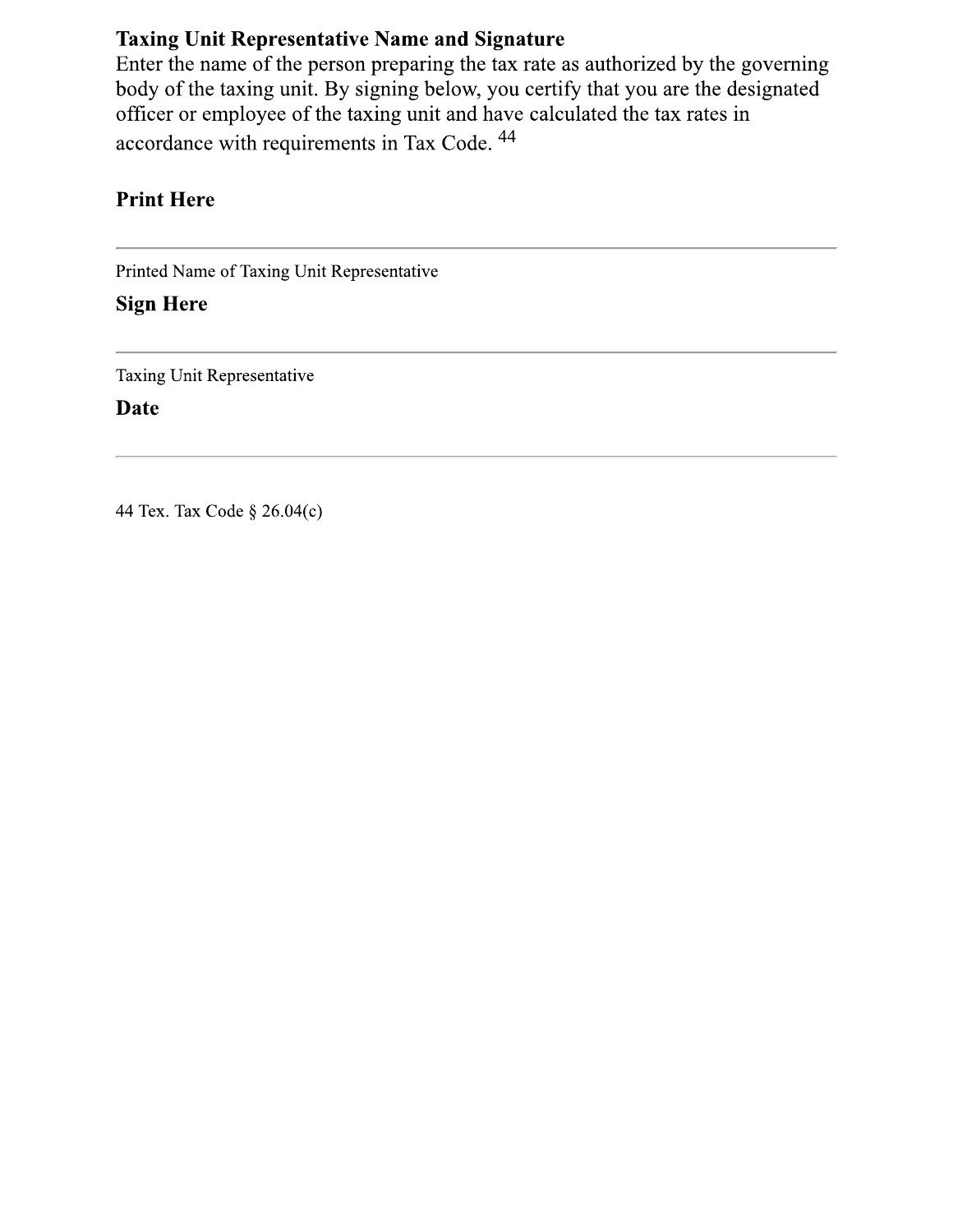**Taxing Unit Representative Name and Signature**

Enter the name of the person preparing the tax rate as authorized by the governing body of the taxing unit. By signing below, you certify that you are the designated officer or employee of the taxing unit and have calculated the tax rates in accordance with requirements in Tax Code. [44]

**Print Here**

---

Printed Name of Taxing Unit Representative

**Sign Here**

---

Taxing Unit Representative

**Date**

---

44 Tex. Tax Code § 26.04(c)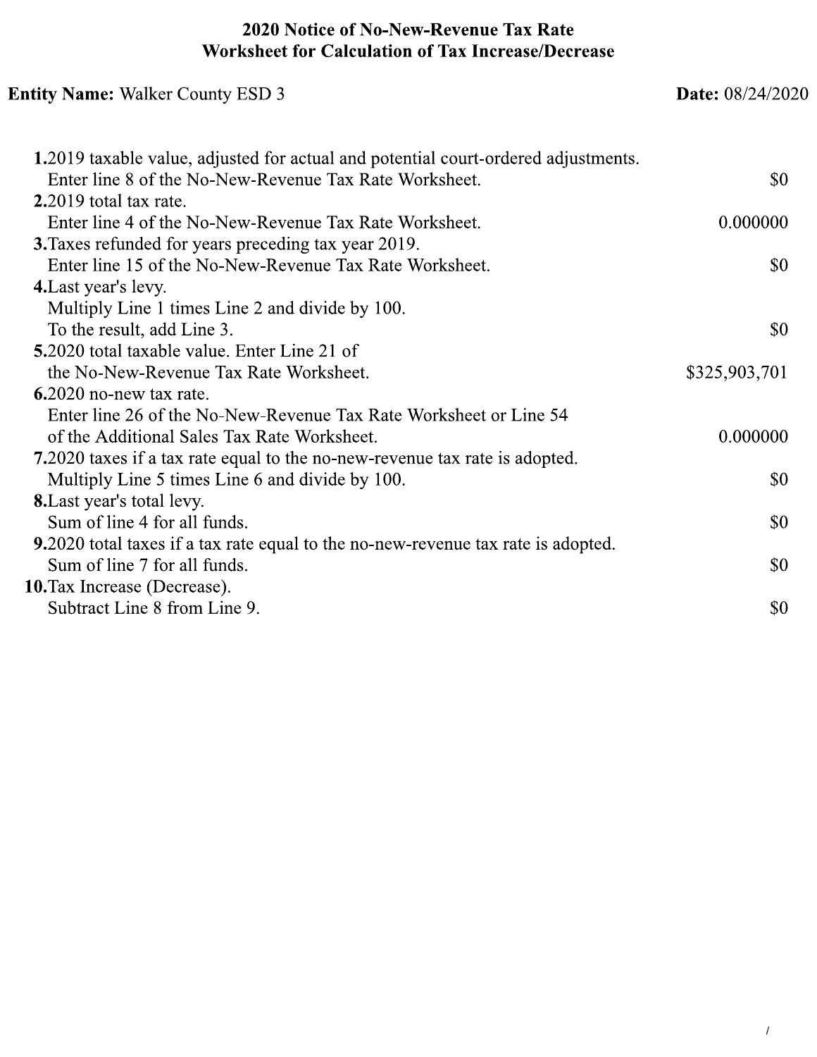# 2020 Notice of No-New-Revenue Tax Rate
## Worksheet for Calculation of Tax Increase/Decrease

**Entity Name:** Walker County ESD 3 **Date:** 08/24/2020

| | |
|---|---|
| **1.** 2019 taxable value, adjusted for actual and potential court-ordered adjustments. Enter line 8 of the No-New-Revenue Tax Rate Worksheet. | $0 |
| **2.** 2019 total tax rate. Enter line 4 of the No-New-Revenue Tax Rate Worksheet. | 0.000000 |
| **3.** Taxes refunded for years preceding tax year 2019. Enter line 15 of the No-New-Revenue Tax Rate Worksheet. | $0 |
| **4.** Last year's levy. Multiply Line 1 times Line 2 and divide by 100. To the result, add Line 3. | $0 |
| **5.** 2020 total taxable value. Enter Line 21 of the No-New-Revenue Tax Rate Worksheet. | $325,903,701 |
| **6.** 2020 no-new tax rate. Enter line 26 of the No-New-Revenue Tax Rate Worksheet or Line 54 of the Additional Sales Tax Rate Worksheet. | 0.000000 |
| **7.** 2020 taxes if a tax rate equal to the no-new-revenue tax rate is adopted. Multiply Line 5 times Line 6 and divide by 100. | $0 |
| **8.** Last year's total levy. Sum of line 4 for all funds. | $0 |
| **9.** 2020 total taxes if a tax rate equal to the no-new-revenue tax rate is adopted. Sum of line 7 for all funds. | $0 |
| **10.** Tax Increase (Decrease). Subtract Line 8 from Line 9. | $0 |